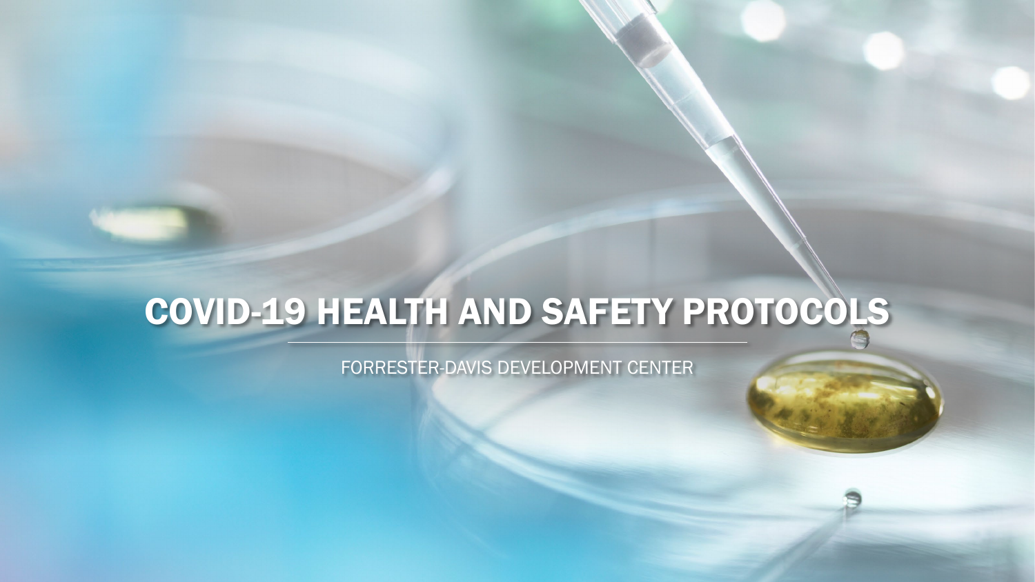# COVID-19 HEALTH AND SAFETY PROTOCOLS

FORRESTER-DAVIS DEVELOPMENT CENTER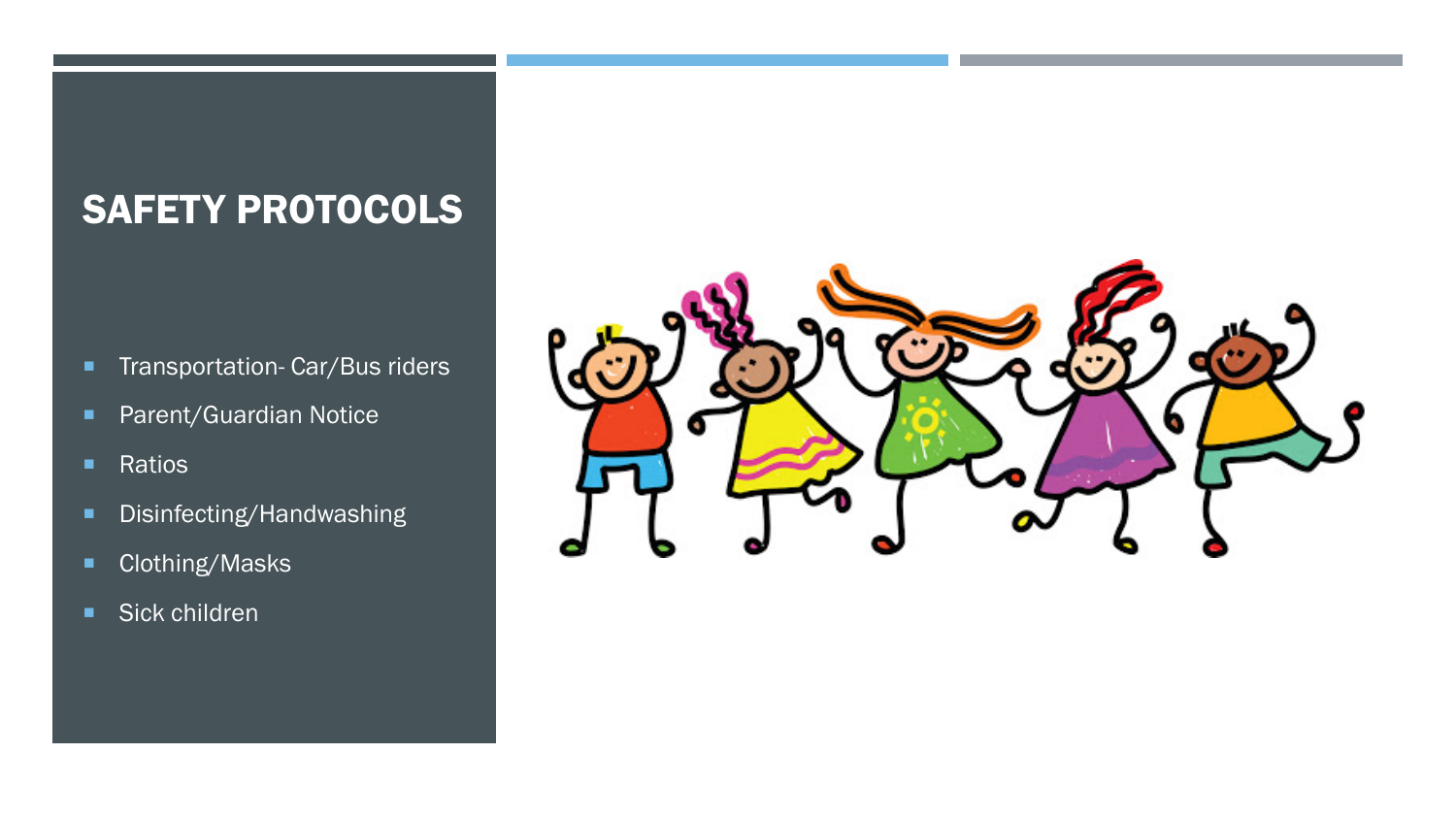## SAFETY PROTOCOLS

- Transportation- Car/Bus riders
- Parent/Guardian Notice
- Ratios
- Disinfecting/Handwashing
- Clothing/Masks
- Sick children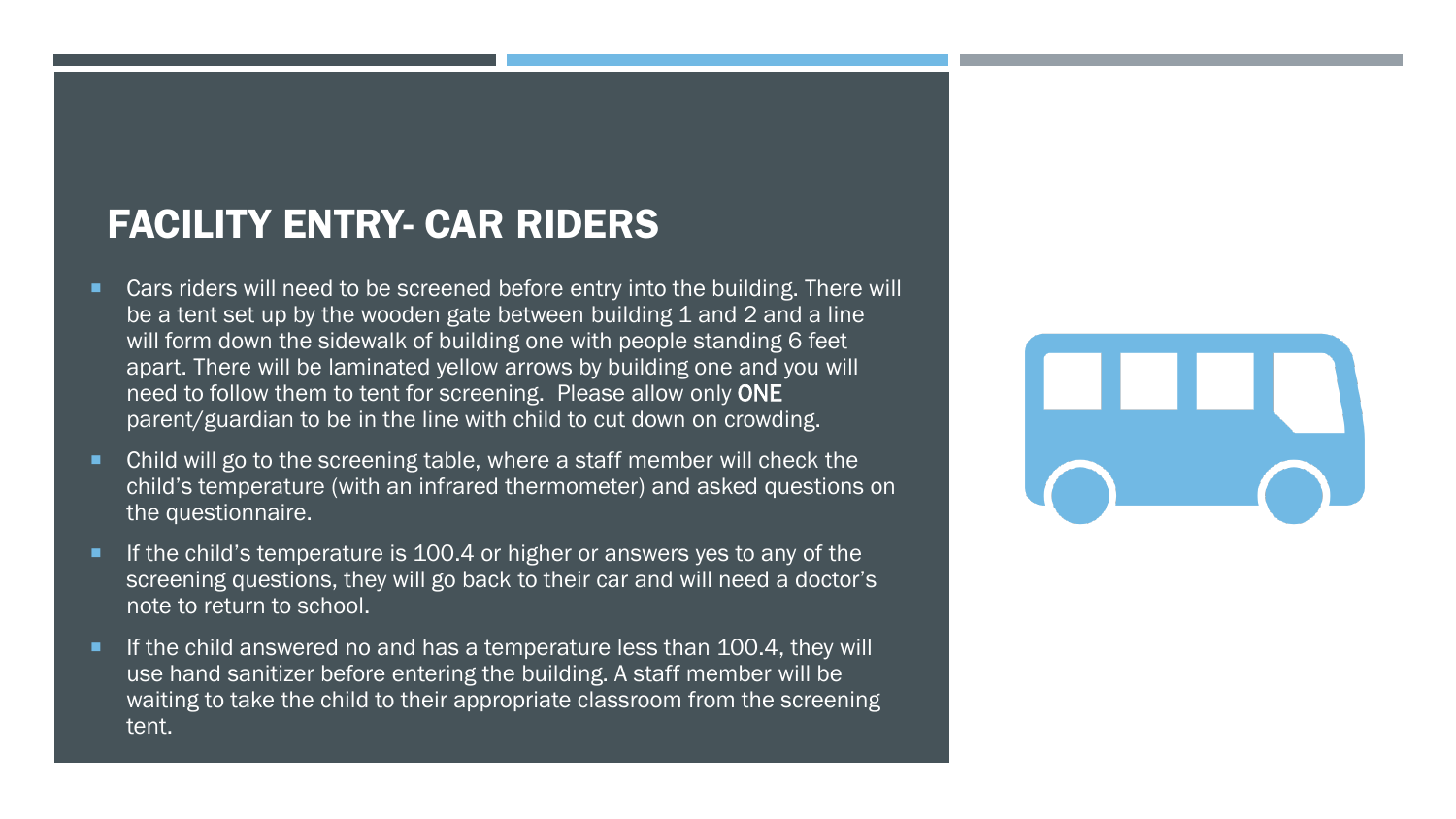## FACILITY ENTRY- CAR RIDERS

- Cars riders will need to be screened before entry into the building. There will be a tent set up by the wooden gate between building 1 and 2 and a line will form down the sidewalk of building one with people standing 6 feet apart. There will be laminated yellow arrows by building one and you will need to follow them to tent for screening. Please allow only **ONE** parent/guardian to be in the line with child to cut down on crowding.
- Child will go to the screening table, where a staff member will check the child's temperature (with an infrared thermometer) and asked questions on the questionnaire.
- If the child's temperature is 100.4 or higher or answers yes to any of the screening questions, they will go back to their car and will need a doctor's note to return to school.
- If the child answered no and has a temperature less than 100.4, they will use hand sanitizer before entering the building. A staff member will be waiting to take the child to their appropriate classroom from the screening tent.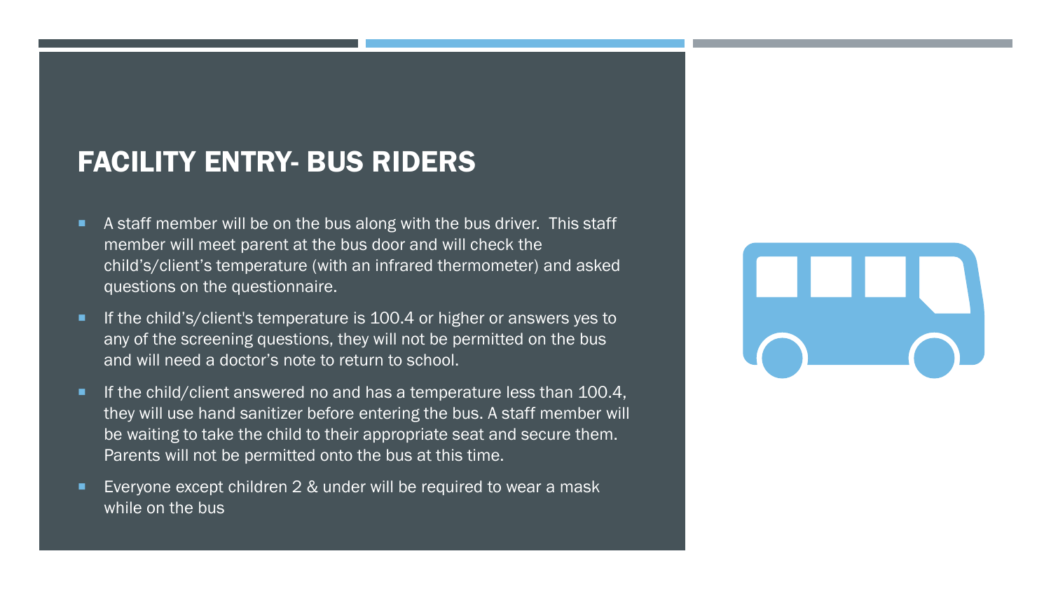# FACILITY ENTRY- BUS RIDERS

- A staff member will be on the bus along with the bus driver. This staff member will meet parent at the bus door and will check the child's/client's temperature (with an infrared thermometer) and asked questions on the questionnaire.
- If the child's/client's temperature is 100.4 or higher or answers yes to any of the screening questions, they will not be permitted on the bus and will need a doctor's note to return to school.
- If the child/client answered no and has a temperature less than 100.4, they will use hand sanitizer before entering the bus. A staff member will be waiting to take the child to their appropriate seat and secure them. Parents will not be permitted onto the bus at this time.
- Everyone except children 2 & under will be required to wear a mask while on the bus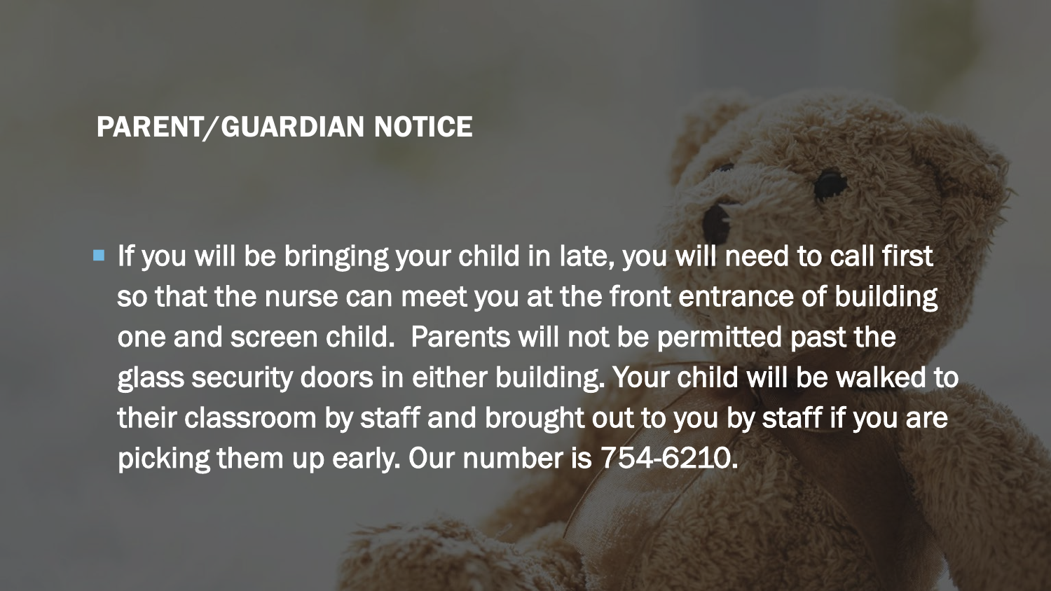## PARENT/GUARDIAN NOTICE

- If you will be bringing your child in late, you will need to call first so that the nurse can meet you at the front entrance of building one and screen child.  Parents will not be permitted past the glass security doors in either building. Your child will be walked to their classroom by staff and brought out to you by staff if you are picking them up early. Our number is 754-6210.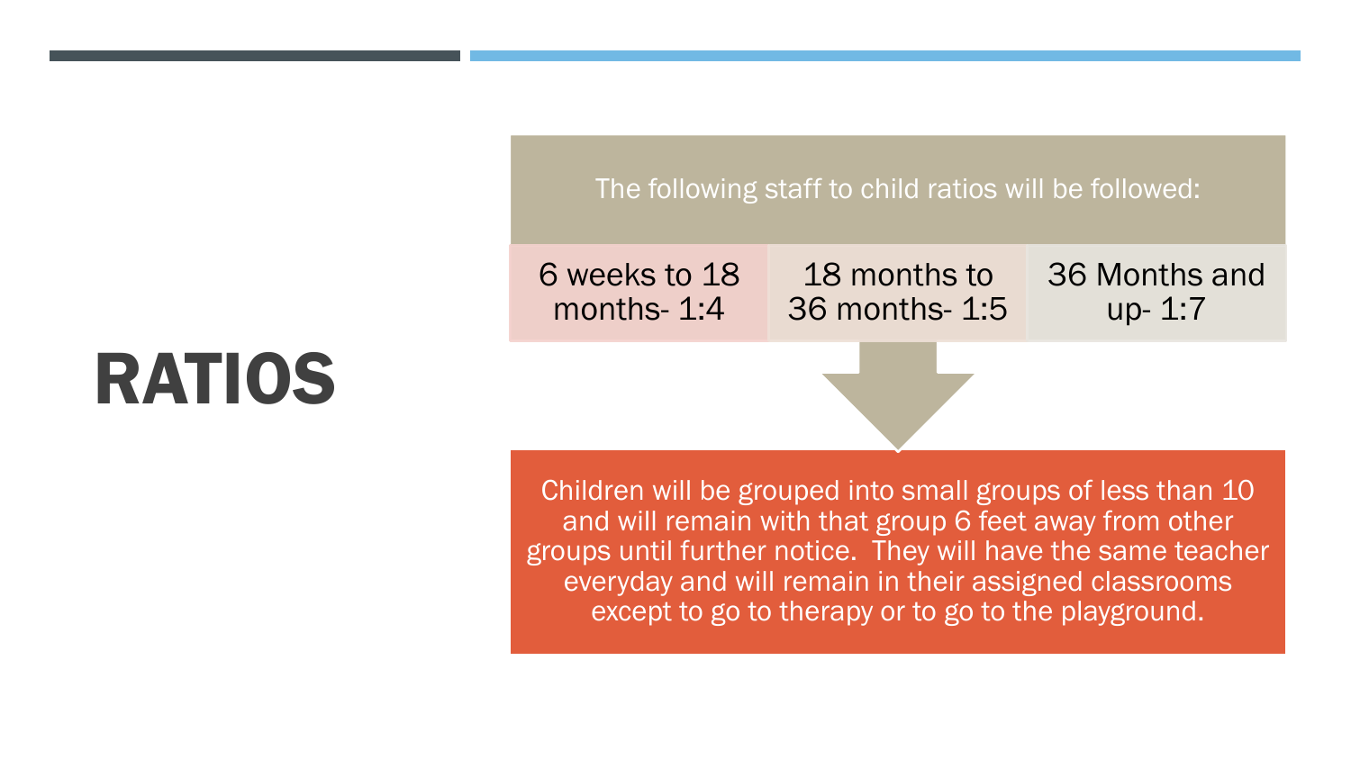# RATIOS

The following staff to child ratios will be followed:

- 6 weeks to 18 months- 1:4
- 18 months to 36 months- 1:5
- 36 Months and up- 1:7

Children will be grouped into small groups of less than 10 and will remain with that group 6 feet away from other groups until further notice. They will have the same teacher everyday and will remain in their assigned classrooms except to go to therapy or to go to the playground.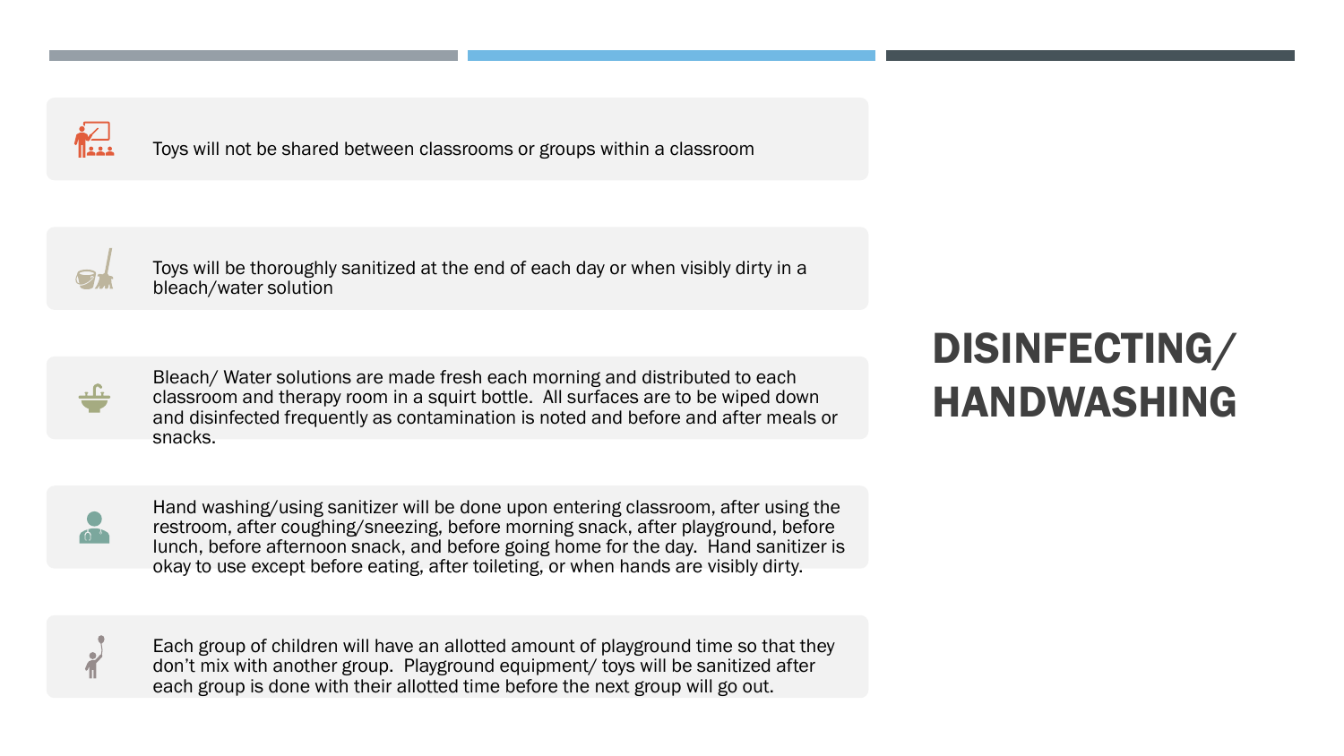# DISINFECTING/ HANDWASHING

- Toys will not be shared between classrooms or groups within a classroom

- Toys will be thoroughly sanitized at the end of each day or when visibly dirty in a bleach/water solution

- Bleach/ Water solutions are made fresh each morning and distributed to each classroom and therapy room in a squirt bottle.  All surfaces are to be wiped down and disinfected frequently as contamination is noted and before and after meals or snacks.

- Hand washing/using sanitizer will be done upon entering classroom, after using the restroom, after coughing/sneezing, before morning snack, after playground, before lunch, before afternoon snack, and before going home for the day.  Hand sanitizer is okay to use except before eating, after toileting, or when hands are visibly dirty.

- Each group of children will have an allotted amount of playground time so that they don't mix with another group.  Playground equipment/ toys will be sanitized after each group is done with their allotted time before the next group will go out.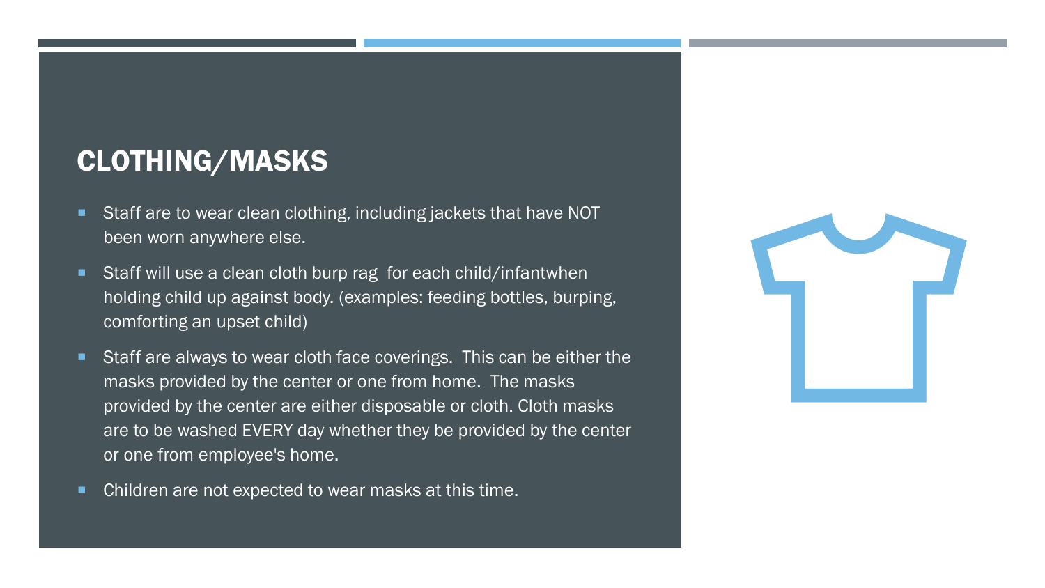## CLOTHING/MASKS

- Staff are to wear clean clothing, including jackets that have NOT been worn anywhere else.
- Staff will use a clean cloth burp rag  for each child/infantwhen holding child up against body. (examples: feeding bottles, burping, comforting an upset child)
- Staff are always to wear cloth face coverings.  This can be either the masks provided by the center or one from home.  The masks provided by the center are either disposable or cloth. Cloth masks are to be washed EVERY day whether they be provided by the center or one from employee's home.
- Children are not expected to wear masks at this time.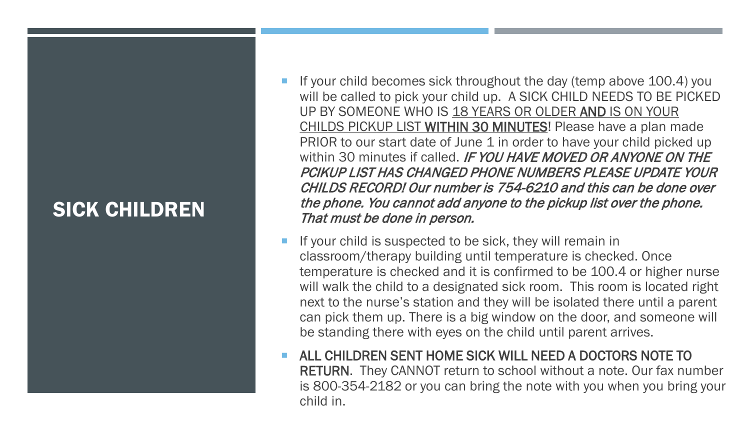# SICK CHILDREN

- If your child becomes sick throughout the day (temp above 100.4) you will be called to pick your child up. A SICK CHILD NEEDS TO BE PICKED UP BY SOMEONE WHO IS <u>18 YEARS OR OLDER</u> **AND** <u>IS ON YOUR CHILDS PICKUP LIST</u> **<u>WITHIN 30 MINUTES</u>**! Please have a plan made PRIOR to our start date of June 1 in order to have your child picked up within 30 minutes if called. ***IF YOU HAVE MOVED OR ANYONE ON THE PCIKUP LIST HAS CHANGED PHONE NUMBERS PLEASE UPDATE YOUR CHILDS RECORD! Our number is 754-6210 and this can be done over the phone. You cannot add anyone to the pickup list over the phone. That must be done in person.***
- If your child is suspected to be sick, they will remain in classroom/therapy building until temperature is checked. Once temperature is checked and it is confirmed to be 100.4 or higher nurse will walk the child to a designated sick room. This room is located right next to the nurse's station and they will be isolated there until a parent can pick them up. There is a big window on the door, and someone will be standing there with eyes on the child until parent arrives.
- **ALL CHILDREN SENT HOME SICK WILL NEED A DOCTORS NOTE TO RETURN**. They CANNOT return to school without a note. Our fax number is 800-354-2182 or you can bring the note with you when you bring your child in.